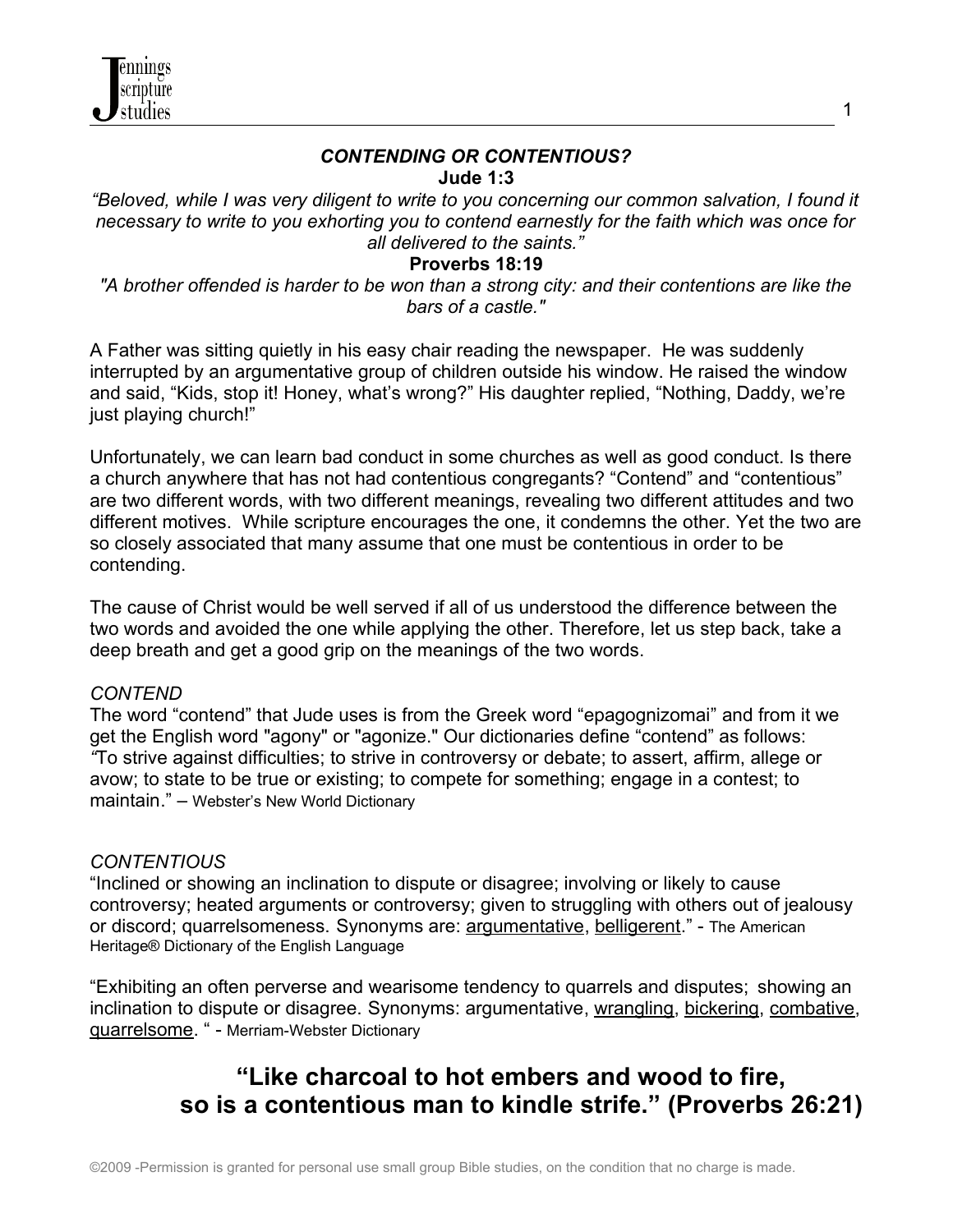# *CONTENDING OR CONTENTIOUS?*

**Jude 1:3**

*"Beloved, while I was very diligent to write to you concerning our common salvation, I found it necessary to write to you exhorting you to contend earnestly for the faith which was once for all delivered to the saints."*

**Proverbs 18:19**

*"A brother offended is harder to be won than a strong city: and their contentions are like the bars of a castle."*

A Father was sitting quietly in his easy chair reading the newspaper. He was suddenly interrupted by an argumentative group of children outside his window. He raised the window and said, "Kids, stop it! Honey, what's wrong?" His daughter replied, "Nothing, Daddy, we're just playing church!"

Unfortunately, we can learn bad conduct in some churches as well as good conduct. Is there a church anywhere that has not had contentious congregants? "Contend" and "contentious" are two different words, with two different meanings, revealing two different attitudes and two different motives. While scripture encourages the one, it condemns the other. Yet the two are so closely associated that many assume that one must be contentious in order to be contending.

The cause of Christ would be well served if all of us understood the difference between the two words and avoided the one while applying the other. Therefore, let us step back, take a deep breath and get a good grip on the meanings of the two words.

*CONTEND*

The word "contend" that Jude uses is from the Greek word "epagognizomai" and from it we get the English word "agony" or "agonize." Our dictionaries define "contend" as follows: *"*To strive against difficulties; to strive in controversy or debate; to assert, affirm, allege or avow; to state to be true or existing; to compete for something; engage in a contest; to maintain." – Webster's New World Dictionary

*CONTENTIOUS*

"Inclined or showing an inclination to dispute or disagree; involving or likely to cause controversy; heated arguments or controversy; given to struggling with others out of jealousy or discord; quarrelsomeness. Synonyms are: argumentative, belligerent." - The American Heritage® Dictionary of the English Language

"Exhibiting an often perverse and wearisome tendency to quarrels and disputes; showing an inclination to dispute or disagree. Synonyms: argumentative, wrangling, bickering, combative, quarrelsome. " - Merriam-Webster Dictionary

**"Like charcoal to hot embers and wood to fire, so is a contentious man to kindle strife." (Proverbs 26:21)**

©2009 -Permission is granted for personal use small group Bible studies, on the condition that no charge is made.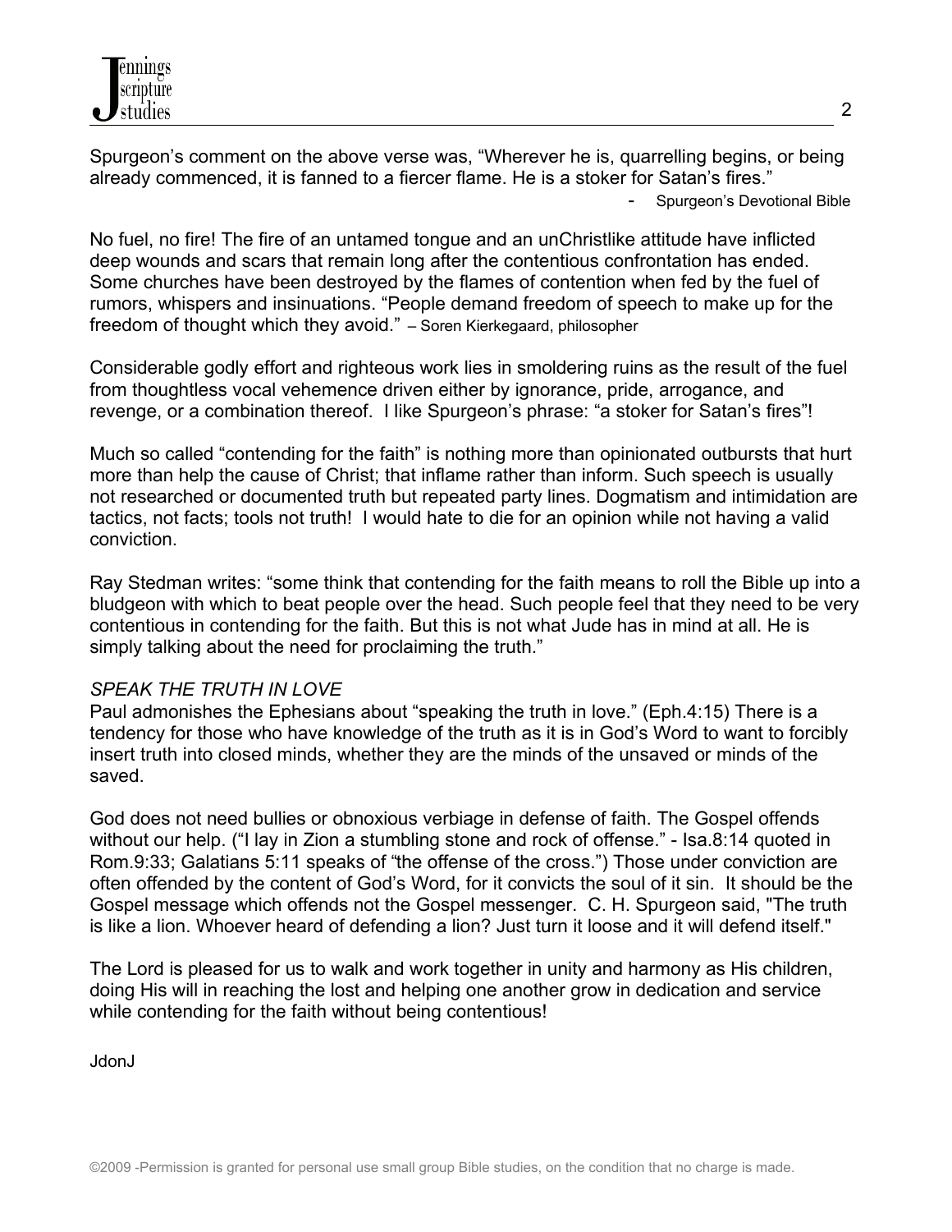Spurgeon's comment on the above verse was, "Wherever he is, quarrelling begins, or being already commenced, it is fanned to a fiercer flame. He is a stoker for Satan's fires."

- Spurgeon's Devotional Bible

No fuel, no fire! The fire of an untamed tongue and an unChristlike attitude have inflicted deep wounds and scars that remain long after the contentious confrontation has ended. Some churches have been destroyed by the flames of contention when fed by the fuel of rumors, whispers and insinuations. "People demand freedom of speech to make up for the freedom of thought which they avoid." – Soren Kierkegaard, philosopher

Considerable godly effort and righteous work lies in smoldering ruins as the result of the fuel from thoughtless vocal vehemence driven either by ignorance, pride, arrogance, and revenge, or a combination thereof. I like Spurgeon's phrase: "a stoker for Satan's fires"!

Much so called "contending for the faith" is nothing more than opinionated outbursts that hurt more than help the cause of Christ; that inflame rather than inform. Such speech is usually not researched or documented truth but repeated party lines. Dogmatism and intimidation are tactics, not facts; tools not truth! I would hate to die for an opinion while not having a valid conviction.

Ray Stedman writes: "some think that contending for the faith means to roll the Bible up into a bludgeon with which to beat people over the head. Such people feel that they need to be very contentious in contending for the faith. But this is not what Jude has in mind at all. He is simply talking about the need for proclaiming the truth."

*SPEAK THE TRUTH IN LOVE*

Paul admonishes the Ephesians about "speaking the truth in love." (Eph.4:15) There is a tendency for those who have knowledge of the truth as it is in God's Word to want to forcibly insert truth into closed minds, whether they are the minds of the unsaved or minds of the saved.

God does not need bullies or obnoxious verbiage in defense of faith. The Gospel offends without our help. ("I lay in Zion a stumbling stone and rock of offense." - Isa.8:14 quoted in Rom.9:33; Galatians 5:11 speaks of "the offense of the cross.") Those under conviction are often offended by the content of God's Word, for it convicts the soul of it sin. It should be the Gospel message which offends not the Gospel messenger. C. H. Spurgeon said, "The truth is like a lion. Whoever heard of defending a lion? Just turn it loose and it will defend itself."

The Lord is pleased for us to walk and work together in unity and harmony as His children, doing His will in reaching the lost and helping one another grow in dedication and service while contending for the faith without being contentious!

JdonJ

©2009 -Permission is granted for personal use small group Bible studies, on the condition that no charge is made.